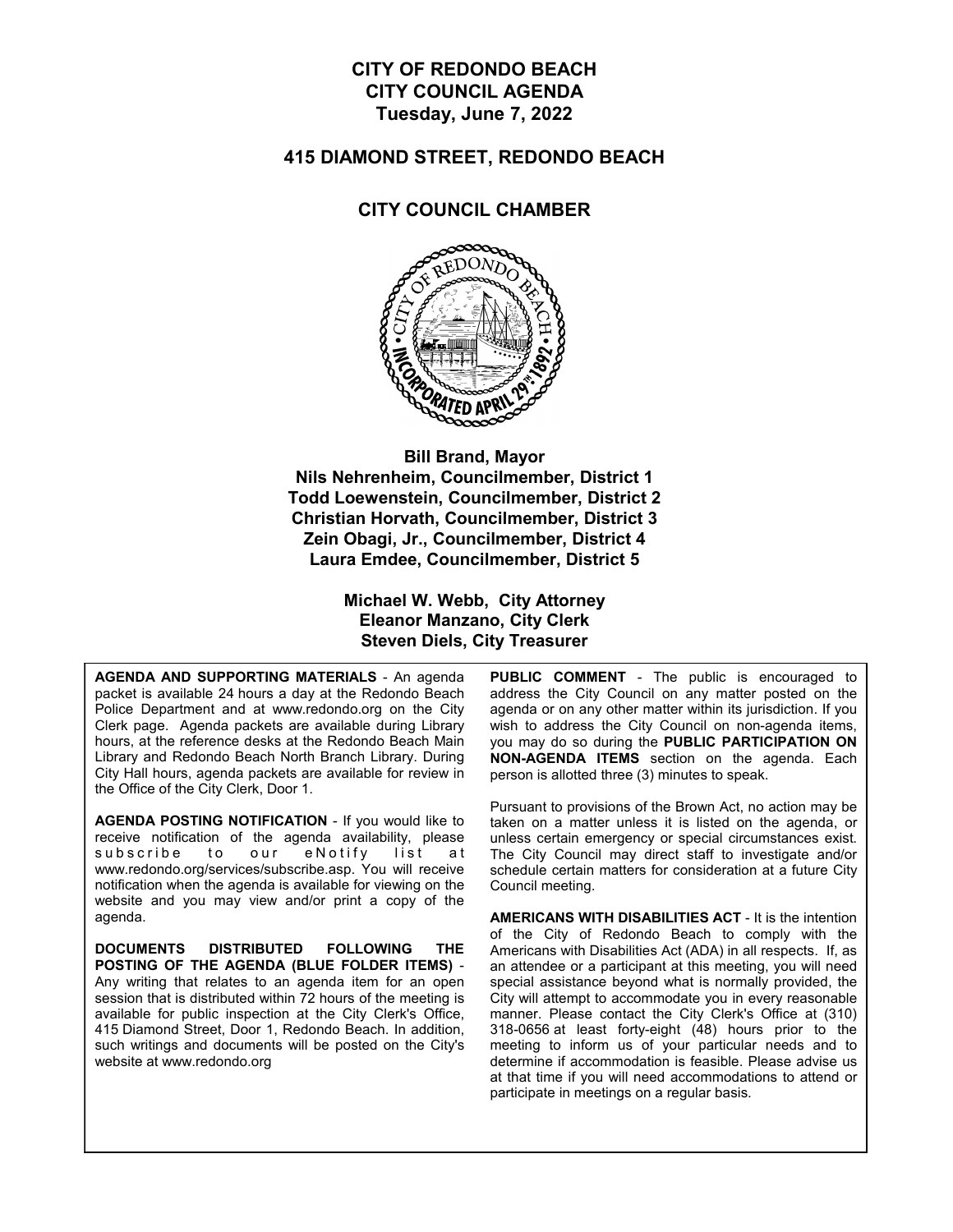# CITY OF REDONDO BEACH
# CITY COUNCIL AGENDA
# Tuesday, June 7, 2022

## 415 DIAMOND STREET, REDONDO BEACH

## CITY COUNCIL CHAMBER

**Bill Brand, Mayor**
**Nils Nehrenheim, Councilmember, District 1**
**Todd Loewenstein, Councilmember, District 2**
**Christian Horvath, Councilmember, District 3**
**Zein Obagi, Jr., Councilmember, District 4**
**Laura Emdee, Councilmember, District 5**

**Michael W. Webb, City Attorney**
**Eleanor Manzano, City Clerk**
**Steven Diels, City Treasurer**

**AGENDA AND SUPPORTING MATERIALS** - An agenda packet is available 24 hours a day at the Redondo Beach Police Department and at www.redondo.org on the City Clerk page. Agenda packets are available during Library hours, at the reference desks at the Redondo Beach Main Library and Redondo Beach North Branch Library. During City Hall hours, agenda packets are available for review in the Office of the City Clerk, Door 1.

**AGENDA POSTING NOTIFICATION** - If you would like to receive notification of the agenda availability, please subscribe to our eNotify list at www.redondo.org/services/subscribe.asp. You will receive notification when the agenda is available for viewing on the website and you may view and/or print a copy of the agenda.

**DOCUMENTS DISTRIBUTED FOLLOWING THE POSTING OF THE AGENDA (BLUE FOLDER ITEMS)** - Any writing that relates to an agenda item for an open session that is distributed within 72 hours of the meeting is available for public inspection at the City Clerk's Office, 415 Diamond Street, Door 1, Redondo Beach. In addition, such writings and documents will be posted on the City's website at www.redondo.org

**PUBLIC COMMENT** - The public is encouraged to address the City Council on any matter posted on the agenda or on any other matter within its jurisdiction. If you wish to address the City Council on non-agenda items, you may do so during the **PUBLIC PARTICIPATION ON NON-AGENDA ITEMS** section on the agenda. Each person is allotted three (3) minutes to speak.

Pursuant to provisions of the Brown Act, no action may be taken on a matter unless it is listed on the agenda, or unless certain emergency or special circumstances exist. The City Council may direct staff to investigate and/or schedule certain matters for consideration at a future City Council meeting.

**AMERICANS WITH DISABILITIES ACT** - It is the intention of the City of Redondo Beach to comply with the Americans with Disabilities Act (ADA) in all respects. If, as an attendee or a participant at this meeting, you will need special assistance beyond what is normally provided, the City will attempt to accommodate you in every reasonable manner. Please contact the City Clerk's Office at (310) 318-0656 at least forty-eight (48) hours prior to the meeting to inform us of your particular needs and to determine if accommodation is feasible. Please advise us at that time if you will need accommodations to attend or participate in meetings on a regular basis.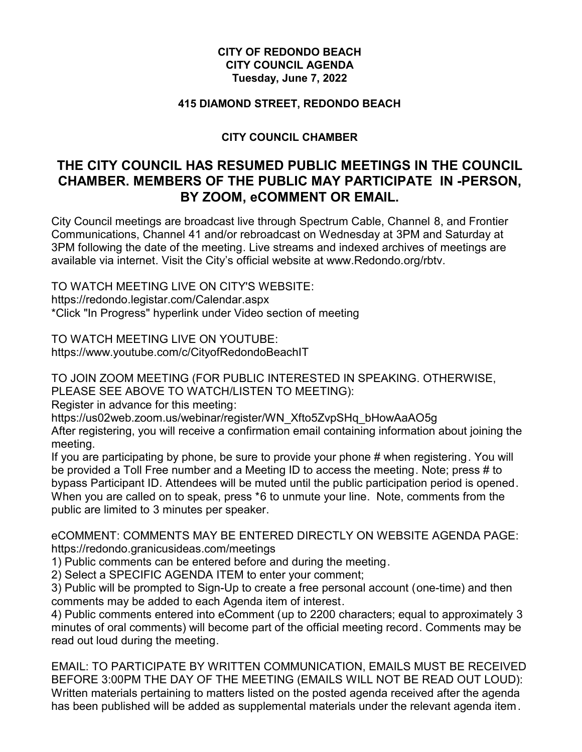**CITY OF REDONDO BEACH**
**CITY COUNCIL AGENDA**
**Tuesday, June 7, 2022**

**415 DIAMOND STREET, REDONDO BEACH**

**CITY COUNCIL CHAMBER**

## THE CITY COUNCIL HAS RESUMED PUBLIC MEETINGS IN THE COUNCIL CHAMBER. MEMBERS OF THE PUBLIC MAY PARTICIPATE IN -PERSON, BY ZOOM, eCOMMENT OR EMAIL.

City Council meetings are broadcast live through Spectrum Cable, Channel 8, and Frontier Communications, Channel 41 and/or rebroadcast on Wednesday at 3PM and Saturday at 3PM following the date of the meeting. Live streams and indexed archives of meetings are available via internet. Visit the City's official website at www.Redondo.org/rbtv.

TO WATCH MEETING LIVE ON CITY'S WEBSITE:
https://redondo.legistar.com/Calendar.aspx
*Click "In Progress" hyperlink under Video section of meeting

TO WATCH MEETING LIVE ON YOUTUBE:
https://www.youtube.com/c/CityofRedondoBeachIT

TO JOIN ZOOM MEETING (FOR PUBLIC INTERESTED IN SPEAKING. OTHERWISE, PLEASE SEE ABOVE TO WATCH/LISTEN TO MEETING):
Register in advance for this meeting:
https://us02web.zoom.us/webinar/register/WN_Xfto5ZvpSHq_bHowAaAO5g
After registering, you will receive a confirmation email containing information about joining the meeting.
If you are participating by phone, be sure to provide your phone # when registering. You will be provided a Toll Free number and a Meeting ID to access the meeting. Note; press # to bypass Participant ID. Attendees will be muted until the public participation period is opened. When you are called on to speak, press *6 to unmute your line. Note, comments from the public are limited to 3 minutes per speaker.

eCOMMENT: COMMENTS MAY BE ENTERED DIRECTLY ON WEBSITE AGENDA PAGE:
https://redondo.granicusideas.com/meetings
1) Public comments can be entered before and during the meeting.
2) Select a SPECIFIC AGENDA ITEM to enter your comment;
3) Public will be prompted to Sign-Up to create a free personal account (one-time) and then comments may be added to each Agenda item of interest.
4) Public comments entered into eComment (up to 2200 characters; equal to approximately 3 minutes of oral comments) will become part of the official meeting record. Comments may be read out loud during the meeting.

EMAIL: TO PARTICIPATE BY WRITTEN COMMUNICATION, EMAILS MUST BE RECEIVED BEFORE 3:00PM THE DAY OF THE MEETING (EMAILS WILL NOT BE READ OUT LOUD):
Written materials pertaining to matters listed on the posted agenda received after the agenda has been published will be added as supplemental materials under the relevant agenda item.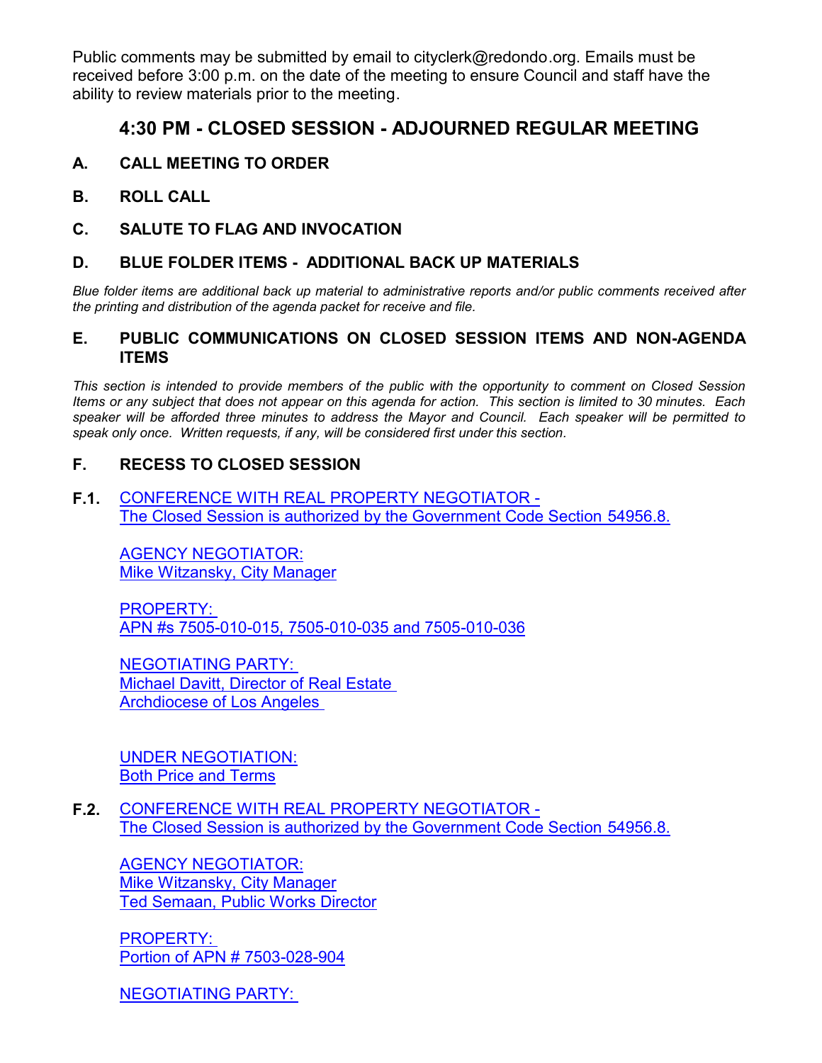Public comments may be submitted by email to cityclerk@redondo.org. Emails must be received before 3:00 p.m. on the date of the meeting to ensure Council and staff have the ability to review materials prior to the meeting.

## 4:30 PM - CLOSED SESSION - ADJOURNED REGULAR MEETING

**A. CALL MEETING TO ORDER**

**B. ROLL CALL**

**C. SALUTE TO FLAG AND INVOCATION**

**D. BLUE FOLDER ITEMS - ADDITIONAL BACK UP MATERIALS**

*Blue folder items are additional back up material to administrative reports and/or public comments received after the printing and distribution of the agenda packet for receive and file.*

**E. PUBLIC COMMUNICATIONS ON CLOSED SESSION ITEMS AND NON-AGENDA ITEMS**

*This section is intended to provide members of the public with the opportunity to comment on Closed Session Items or any subject that does not appear on this agenda for action. This section is limited to 30 minutes. Each speaker will be afforded three minutes to address the Mayor and Council. Each speaker will be permitted to speak only once. Written requests, if any, will be considered first under this section.*

**F. RECESS TO CLOSED SESSION**

**F.1.** CONFERENCE WITH REAL PROPERTY NEGOTIATOR -
The Closed Session is authorized by the Government Code Section 54956.8.

AGENCY NEGOTIATOR:
Mike Witzansky, City Manager

PROPERTY:
APN #s 7505-010-015, 7505-010-035 and 7505-010-036

NEGOTIATING PARTY:
Michael Davitt, Director of Real Estate
Archdiocese of Los Angeles

UNDER NEGOTIATION:
Both Price and Terms

**F.2.** CONFERENCE WITH REAL PROPERTY NEGOTIATOR -
The Closed Session is authorized by the Government Code Section 54956.8.

AGENCY NEGOTIATOR:
Mike Witzansky, City Manager
Ted Semaan, Public Works Director

PROPERTY:
Portion of APN # 7503-028-904

NEGOTIATING PARTY: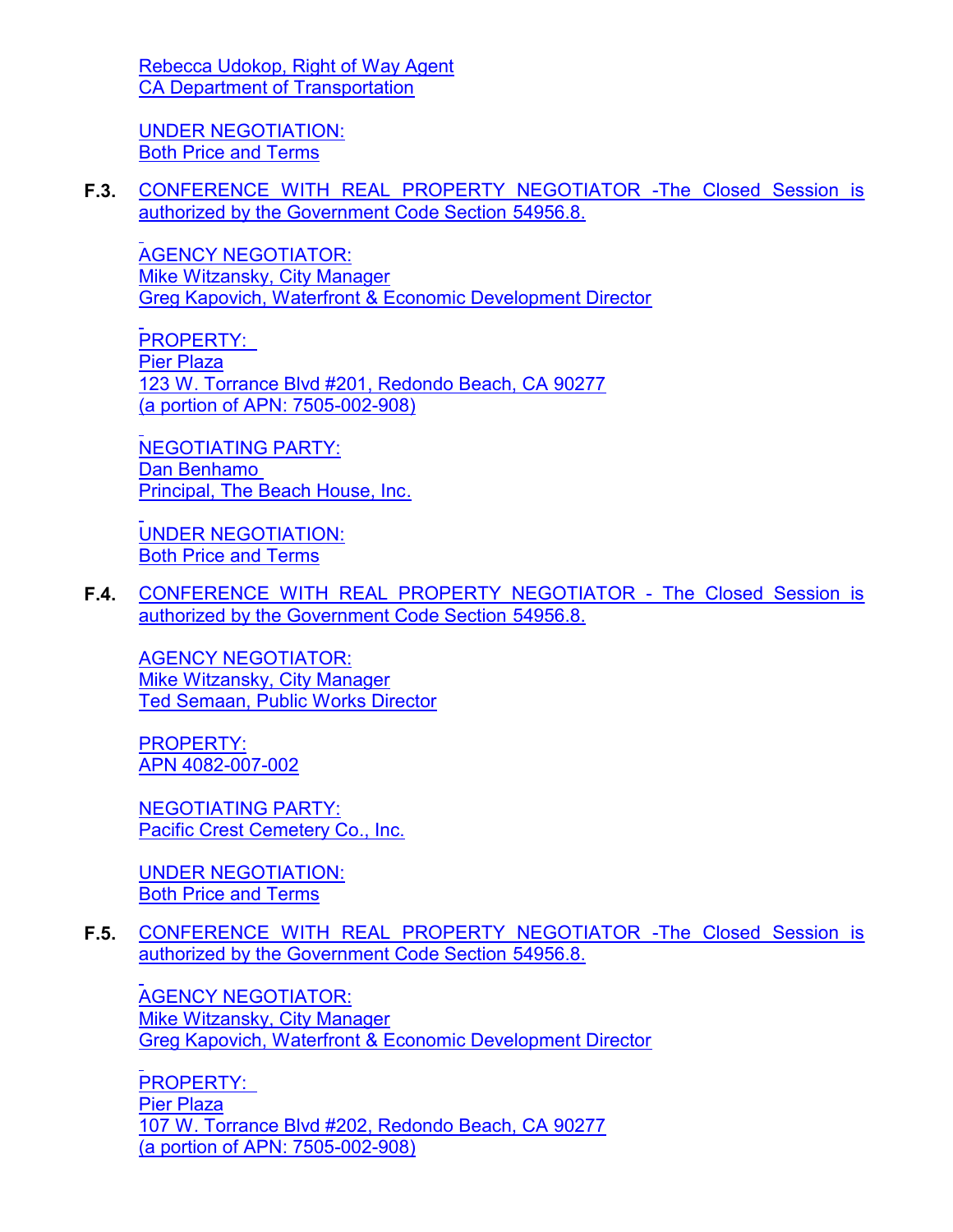Rebecca Udokop, Right of Way Agent
CA Department of Transportation

UNDER NEGOTIATION:
Both Price and Terms

**F.3.** CONFERENCE WITH REAL PROPERTY NEGOTIATOR -The Closed Session is authorized by the Government Code Section 54956.8.

AGENCY NEGOTIATOR:
Mike Witzansky, City Manager
Greg Kapovich, Waterfront & Economic Development Director

PROPERTY:
Pier Plaza
123 W. Torrance Blvd #201, Redondo Beach, CA 90277
(a portion of APN: 7505-002-908)

NEGOTIATING PARTY:
Dan Benhamo
Principal, The Beach House, Inc.

UNDER NEGOTIATION:
Both Price and Terms

**F.4.** CONFERENCE WITH REAL PROPERTY NEGOTIATOR - The Closed Session is authorized by the Government Code Section 54956.8.

AGENCY NEGOTIATOR:
Mike Witzansky, City Manager
Ted Semaan, Public Works Director

PROPERTY:
APN 4082-007-002

NEGOTIATING PARTY:
Pacific Crest Cemetery Co., Inc.

UNDER NEGOTIATION:
Both Price and Terms

**F.5.** CONFERENCE WITH REAL PROPERTY NEGOTIATOR -The Closed Session is authorized by the Government Code Section 54956.8.

AGENCY NEGOTIATOR:
Mike Witzansky, City Manager
Greg Kapovich, Waterfront & Economic Development Director

PROPERTY:
Pier Plaza
107 W. Torrance Blvd #202, Redondo Beach, CA 90277
(a portion of APN: 7505-002-908)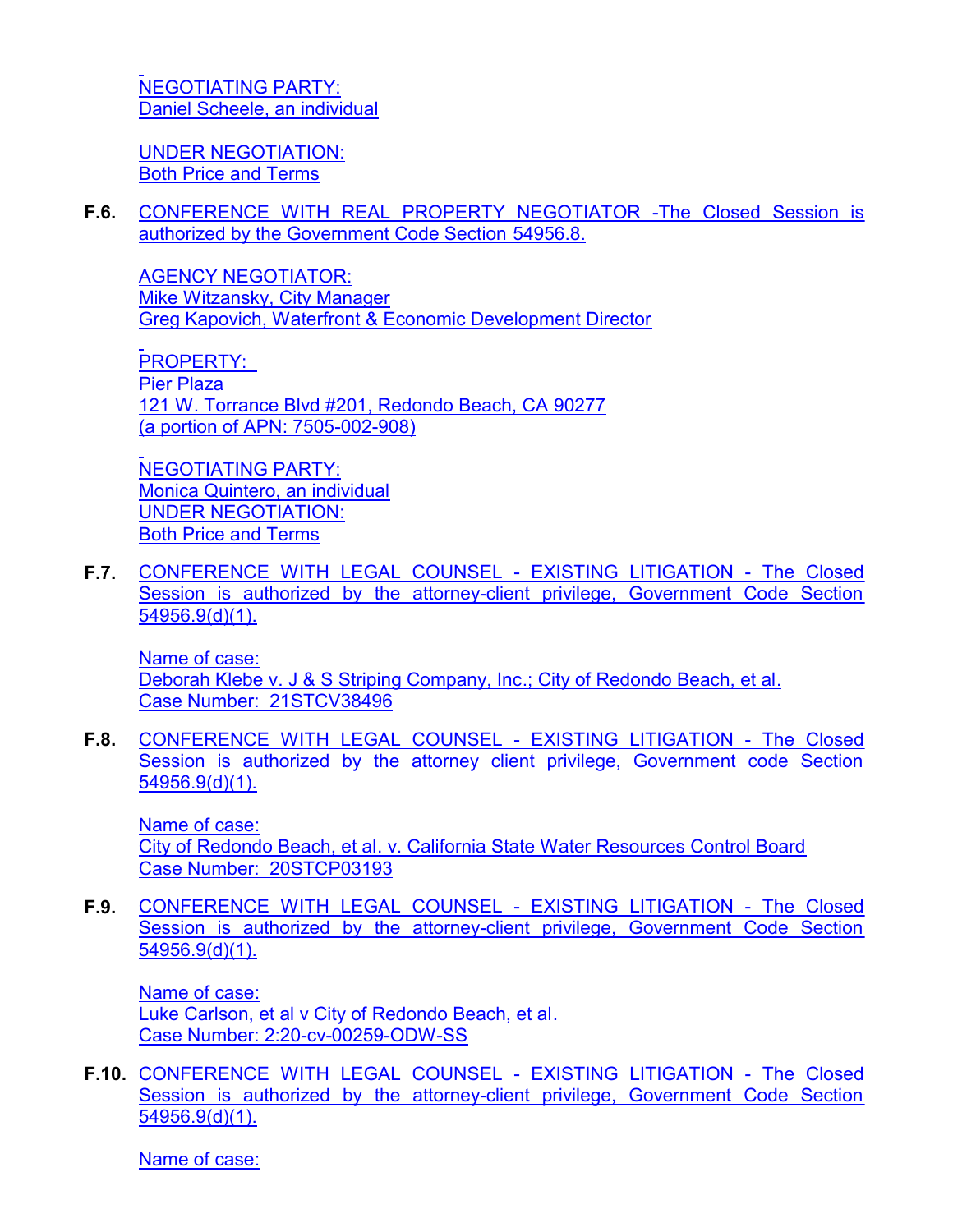NEGOTIATING PARTY:
Daniel Scheele, an individual

UNDER NEGOTIATION:
Both Price and Terms

**F.6.** CONFERENCE WITH REAL PROPERTY NEGOTIATOR -The Closed Session is authorized by the Government Code Section 54956.8.

AGENCY NEGOTIATOR:
Mike Witzansky, City Manager
Greg Kapovich, Waterfront & Economic Development Director

PROPERTY:
Pier Plaza
121 W. Torrance Blvd #201, Redondo Beach, CA 90277
(a portion of APN: 7505-002-908)

NEGOTIATING PARTY:
Monica Quintero, an individual
UNDER NEGOTIATION:
Both Price and Terms

**F.7.** CONFERENCE WITH LEGAL COUNSEL - EXISTING LITIGATION - The Closed Session is authorized by the attorney-client privilege, Government Code Section 54956.9(d)(1).

Name of case:
Deborah Klebe v. J & S Striping Company, Inc.; City of Redondo Beach, et al.
Case Number: 21STCV38496

**F.8.** CONFERENCE WITH LEGAL COUNSEL - EXISTING LITIGATION - The Closed Session is authorized by the attorney client privilege, Government code Section 54956.9(d)(1).

Name of case:
City of Redondo Beach, et al. v. California State Water Resources Control Board
Case Number: 20STCP03193

**F.9.** CONFERENCE WITH LEGAL COUNSEL - EXISTING LITIGATION - The Closed Session is authorized by the attorney-client privilege, Government Code Section 54956.9(d)(1).

Name of case:
Luke Carlson, et al v City of Redondo Beach, et al.
Case Number: 2:20-cv-00259-ODW-SS

**F.10.** CONFERENCE WITH LEGAL COUNSEL - EXISTING LITIGATION - The Closed Session is authorized by the attorney-client privilege, Government Code Section 54956.9(d)(1).

Name of case: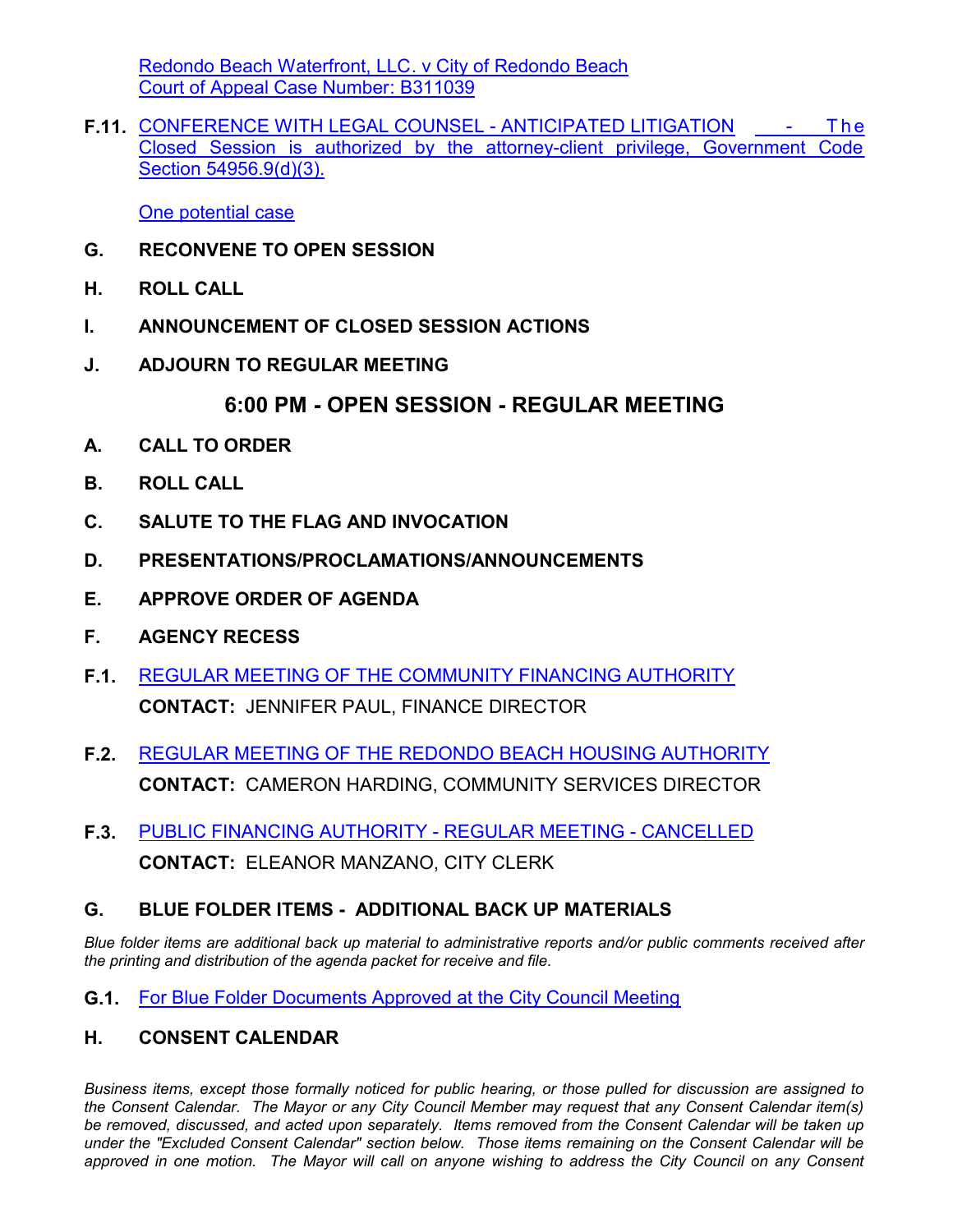Redondo Beach Waterfront, LLC. v City of Redondo Beach
Court of Appeal Case Number: B311039

**F.11.** CONFERENCE WITH LEGAL COUNSEL - ANTICIPATED LITIGATION - The Closed Session is authorized by the attorney-client privilege, Government Code Section 54956.9(d)(3).

One potential case

**G. RECONVENE TO OPEN SESSION**

**H. ROLL CALL**

**I. ANNOUNCEMENT OF CLOSED SESSION ACTIONS**

**J. ADJOURN TO REGULAR MEETING**

## 6:00 PM - OPEN SESSION - REGULAR MEETING

**A. CALL TO ORDER**

**B. ROLL CALL**

**C. SALUTE TO THE FLAG AND INVOCATION**

**D. PRESENTATIONS/PROCLAMATIONS/ANNOUNCEMENTS**

**E. APPROVE ORDER OF AGENDA**

**F. AGENCY RECESS**

**F.1.** REGULAR MEETING OF THE COMMUNITY FINANCING AUTHORITY
**CONTACT:** JENNIFER PAUL, FINANCE DIRECTOR

**F.2.** REGULAR MEETING OF THE REDONDO BEACH HOUSING AUTHORITY
**CONTACT:** CAMERON HARDING, COMMUNITY SERVICES DIRECTOR

**F.3.** PUBLIC FINANCING AUTHORITY - REGULAR MEETING - CANCELLED
**CONTACT:** ELEANOR MANZANO, CITY CLERK

**G. BLUE FOLDER ITEMS - ADDITIONAL BACK UP MATERIALS**

*Blue folder items are additional back up material to administrative reports and/or public comments received after the printing and distribution of the agenda packet for receive and file.*

**G.1.** For Blue Folder Documents Approved at the City Council Meeting

**H. CONSENT CALENDAR**

*Business items, except those formally noticed for public hearing, or those pulled for discussion are assigned to the Consent Calendar. The Mayor or any City Council Member may request that any Consent Calendar item(s) be removed, discussed, and acted upon separately. Items removed from the Consent Calendar will be taken up under the "Excluded Consent Calendar" section below. Those items remaining on the Consent Calendar will be approved in one motion. The Mayor will call on anyone wishing to address the City Council on any Consent*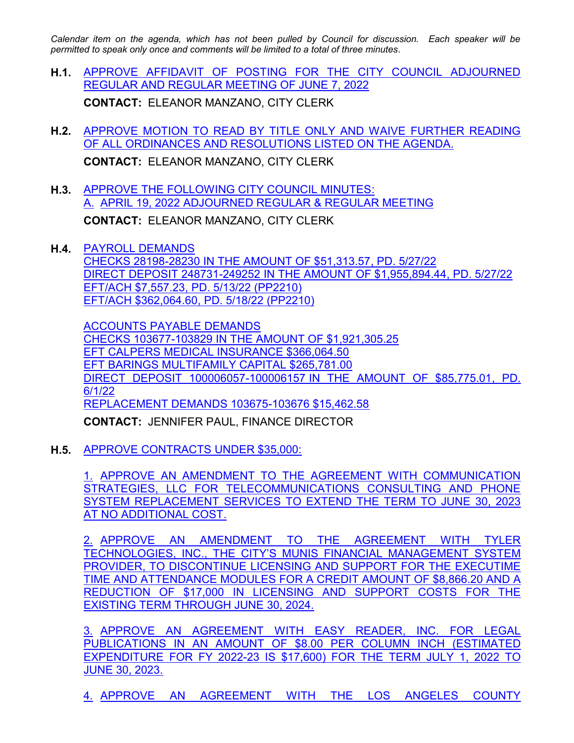*Calendar item on the agenda, which has not been pulled by Council for discussion. Each speaker will be permitted to speak only once and comments will be limited to a total of three minutes.*

**H.1.** APPROVE AFFIDAVIT OF POSTING FOR THE CITY COUNCIL ADJOURNED REGULAR AND REGULAR MEETING OF JUNE 7, 2022

**CONTACT:** ELEANOR MANZANO, CITY CLERK

**H.2.** APPROVE MOTION TO READ BY TITLE ONLY AND WAIVE FURTHER READING OF ALL ORDINANCES AND RESOLUTIONS LISTED ON THE AGENDA.

**CONTACT:** ELEANOR MANZANO, CITY CLERK

**H.3.** APPROVE THE FOLLOWING CITY COUNCIL MINUTES:
A. APRIL 19, 2022 ADJOURNED REGULAR & REGULAR MEETING

**CONTACT:** ELEANOR MANZANO, CITY CLERK

**H.4.** PAYROLL DEMANDS
CHECKS 28198-28230 IN THE AMOUNT OF $51,313.57, PD. 5/27/22
DIRECT DEPOSIT 248731-249252 IN THE AMOUNT OF $1,955,894.44, PD. 5/27/22
EFT/ACH $7,557.23, PD. 5/13/22 (PP2210)
EFT/ACH $362,064.60, PD. 5/18/22 (PP2210)

ACCOUNTS PAYABLE DEMANDS
CHECKS 103677-103829 IN THE AMOUNT OF $1,921,305.25
EFT CALPERS MEDICAL INSURANCE $366,064.50
EFT BARINGS MULTIFAMILY CAPITAL $265,781.00
DIRECT DEPOSIT 100006057-100006157 IN THE AMOUNT OF $85,775.01, PD. 6/1/22
REPLACEMENT DEMANDS 103675-103676 $15,462.58

**CONTACT:** JENNIFER PAUL, FINANCE DIRECTOR

**H.5.** APPROVE CONTRACTS UNDER $35,000:

1. APPROVE AN AMENDMENT TO THE AGREEMENT WITH COMMUNICATION STRATEGIES, LLC FOR TELECOMMUNICATIONS CONSULTING AND PHONE SYSTEM REPLACEMENT SERVICES TO EXTEND THE TERM TO JUNE 30, 2023 AT NO ADDITIONAL COST.

2. APPROVE AN AMENDMENT TO THE AGREEMENT WITH TYLER TECHNOLOGIES, INC., THE CITY'S MUNIS FINANCIAL MANAGEMENT SYSTEM PROVIDER, TO DISCONTINUE LICENSING AND SUPPORT FOR THE EXECUTIME TIME AND ATTENDANCE MODULES FOR A CREDIT AMOUNT OF $8,866.20 AND A REDUCTION OF $17,000 IN LICENSING AND SUPPORT COSTS FOR THE EXISTING TERM THROUGH JUNE 30, 2024.

3. APPROVE AN AGREEMENT WITH EASY READER, INC. FOR LEGAL PUBLICATIONS IN AN AMOUNT OF $8.00 PER COLUMN INCH (ESTIMATED EXPENDITURE FOR FY 2022-23 IS $17,600) FOR THE TERM JULY 1, 2022 TO JUNE 30, 2023.

4. APPROVE AN AGREEMENT WITH THE LOS ANGELES COUNTY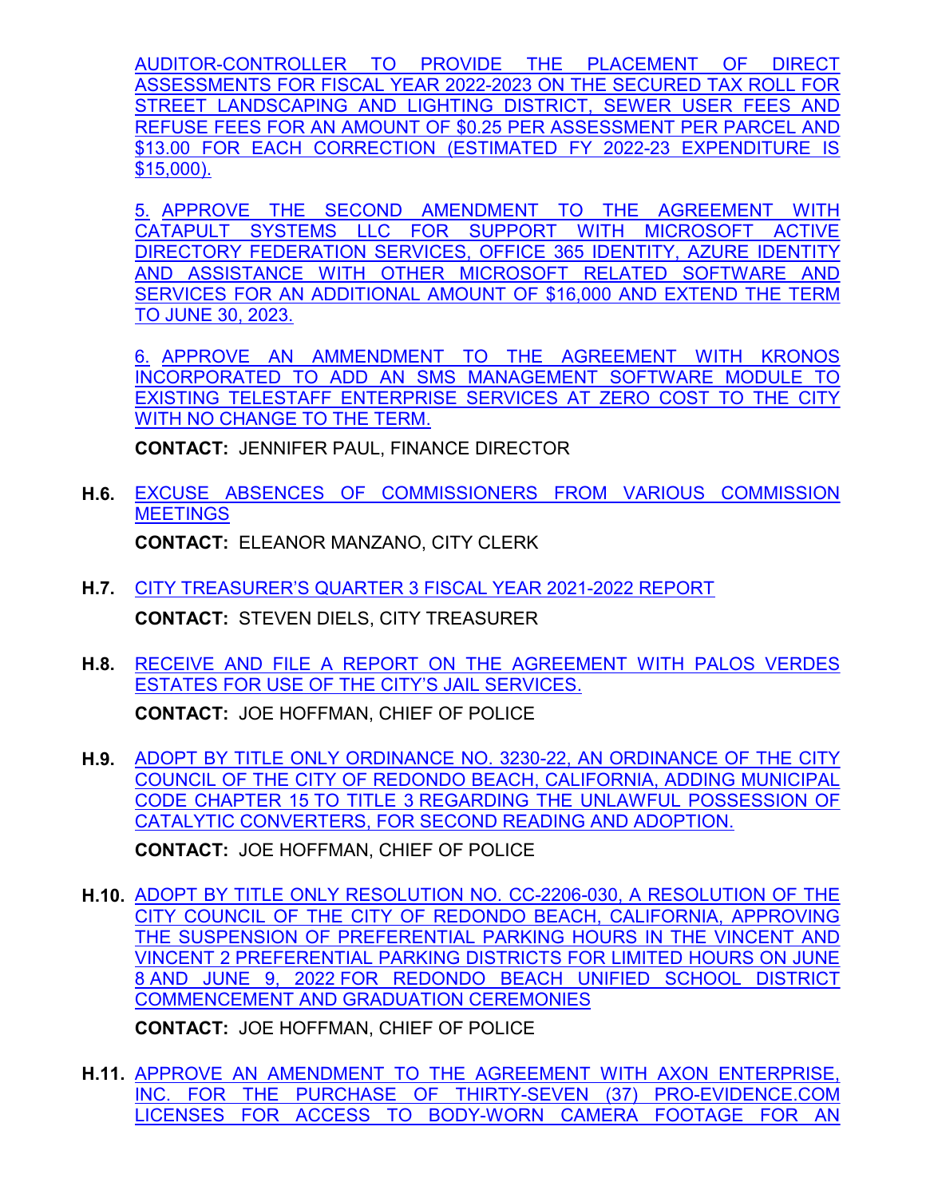AUDITOR-CONTROLLER TO PROVIDE THE PLACEMENT OF DIRECT ASSESSMENTS FOR FISCAL YEAR 2022-2023 ON THE SECURED TAX ROLL FOR STREET LANDSCAPING AND LIGHTING DISTRICT, SEWER USER FEES AND REFUSE FEES FOR AN AMOUNT OF $0.25 PER ASSESSMENT PER PARCEL AND $13.00 FOR EACH CORRECTION (ESTIMATED FY 2022-23 EXPENDITURE IS $15,000).

5. APPROVE THE SECOND AMENDMENT TO THE AGREEMENT WITH CATAPULT SYSTEMS LLC FOR SUPPORT WITH MICROSOFT ACTIVE DIRECTORY FEDERATION SERVICES, OFFICE 365 IDENTITY, AZURE IDENTITY AND ASSISTANCE WITH OTHER MICROSOFT RELATED SOFTWARE AND SERVICES FOR AN ADDITIONAL AMOUNT OF $16,000 AND EXTEND THE TERM TO JUNE 30, 2023.

6. APPROVE AN AMMENDMENT TO THE AGREEMENT WITH KRONOS INCORPORATED TO ADD AN SMS MANAGEMENT SOFTWARE MODULE TO EXISTING TELESTAFF ENTERPRISE SERVICES AT ZERO COST TO THE CITY WITH NO CHANGE TO THE TERM.

**CONTACT:** JENNIFER PAUL, FINANCE DIRECTOR

**H.6.** EXCUSE ABSENCES OF COMMISSIONERS FROM VARIOUS COMMISSION MEETINGS

**CONTACT:** ELEANOR MANZANO, CITY CLERK

**H.7.** CITY TREASURER'S QUARTER 3 FISCAL YEAR 2021-2022 REPORT

**CONTACT:** STEVEN DIELS, CITY TREASURER

**H.8.** RECEIVE AND FILE A REPORT ON THE AGREEMENT WITH PALOS VERDES ESTATES FOR USE OF THE CITY'S JAIL SERVICES.

**CONTACT:** JOE HOFFMAN, CHIEF OF POLICE

**H.9.** ADOPT BY TITLE ONLY ORDINANCE NO. 3230-22, AN ORDINANCE OF THE CITY COUNCIL OF THE CITY OF REDONDO BEACH, CALIFORNIA, ADDING MUNICIPAL CODE CHAPTER 15 TO TITLE 3 REGARDING THE UNLAWFUL POSSESSION OF CATALYTIC CONVERTERS, FOR SECOND READING AND ADOPTION.

**CONTACT:** JOE HOFFMAN, CHIEF OF POLICE

**H.10.** ADOPT BY TITLE ONLY RESOLUTION NO. CC-2206-030, A RESOLUTION OF THE CITY COUNCIL OF THE CITY OF REDONDO BEACH, CALIFORNIA, APPROVING THE SUSPENSION OF PREFERENTIAL PARKING HOURS IN THE VINCENT AND VINCENT 2 PREFERENTIAL PARKING DISTRICTS FOR LIMITED HOURS ON JUNE 8 AND JUNE 9, 2022 FOR REDONDO BEACH UNIFIED SCHOOL DISTRICT COMMENCEMENT AND GRADUATION CEREMONIES

**CONTACT:** JOE HOFFMAN, CHIEF OF POLICE

**H.11.** APPROVE AN AMENDMENT TO THE AGREEMENT WITH AXON ENTERPRISE, INC. FOR THE PURCHASE OF THIRTY-SEVEN (37) PRO-EVIDENCE.COM LICENSES FOR ACCESS TO BODY-WORN CAMERA FOOTAGE FOR AN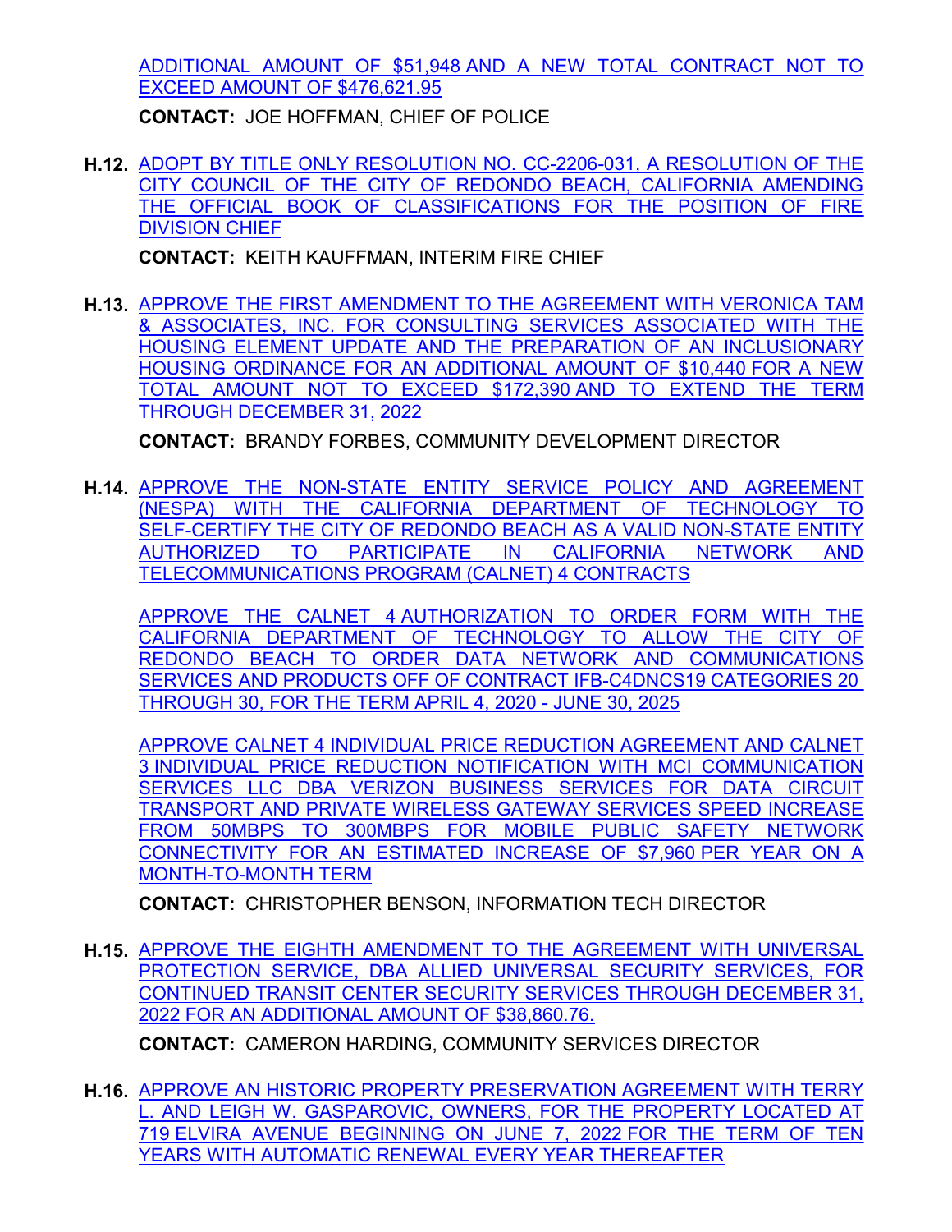ADDITIONAL AMOUNT OF $51,948 AND A NEW TOTAL CONTRACT NOT TO EXCEED AMOUNT OF $476,621.95

**CONTACT:** JOE HOFFMAN, CHIEF OF POLICE

**H.12.** ADOPT BY TITLE ONLY RESOLUTION NO. CC-2206-031, A RESOLUTION OF THE CITY COUNCIL OF THE CITY OF REDONDO BEACH, CALIFORNIA AMENDING THE OFFICIAL BOOK OF CLASSIFICATIONS FOR THE POSITION OF FIRE DIVISION CHIEF

**CONTACT:** KEITH KAUFFMAN, INTERIM FIRE CHIEF

**H.13.** APPROVE THE FIRST AMENDMENT TO THE AGREEMENT WITH VERONICA TAM & ASSOCIATES, INC. FOR CONSULTING SERVICES ASSOCIATED WITH THE HOUSING ELEMENT UPDATE AND THE PREPARATION OF AN INCLUSIONARY HOUSING ORDINANCE FOR AN ADDITIONAL AMOUNT OF $10,440 FOR A NEW TOTAL AMOUNT NOT TO EXCEED $172,390 AND TO EXTEND THE TERM THROUGH DECEMBER 31, 2022

**CONTACT:** BRANDY FORBES, COMMUNITY DEVELOPMENT DIRECTOR

**H.14.** APPROVE THE NON-STATE ENTITY SERVICE POLICY AND AGREEMENT (NESPA) WITH THE CALIFORNIA DEPARTMENT OF TECHNOLOGY TO SELF-CERTIFY THE CITY OF REDONDO BEACH AS A VALID NON-STATE ENTITY AUTHORIZED TO PARTICIPATE IN CALIFORNIA NETWORK AND TELECOMMUNICATIONS PROGRAM (CALNET) 4 CONTRACTS

APPROVE THE CALNET 4 AUTHORIZATION TO ORDER FORM WITH THE CALIFORNIA DEPARTMENT OF TECHNOLOGY TO ALLOW THE CITY OF REDONDO BEACH TO ORDER DATA NETWORK AND COMMUNICATIONS SERVICES AND PRODUCTS OFF OF CONTRACT IFB-C4DNCS19 CATEGORIES 20 THROUGH 30, FOR THE TERM APRIL 4, 2020 - JUNE 30, 2025

APPROVE CALNET 4 INDIVIDUAL PRICE REDUCTION AGREEMENT AND CALNET 3 INDIVIDUAL PRICE REDUCTION NOTIFICATION WITH MCI COMMUNICATION SERVICES LLC DBA VERIZON BUSINESS SERVICES FOR DATA CIRCUIT TRANSPORT AND PRIVATE WIRELESS GATEWAY SERVICES SPEED INCREASE FROM 50MBPS TO 300MBPS FOR MOBILE PUBLIC SAFETY NETWORK CONNECTIVITY FOR AN ESTIMATED INCREASE OF $7,960 PER YEAR ON A MONTH-TO-MONTH TERM

**CONTACT:** CHRISTOPHER BENSON, INFORMATION TECH DIRECTOR

**H.15.** APPROVE THE EIGHTH AMENDMENT TO THE AGREEMENT WITH UNIVERSAL PROTECTION SERVICE, DBA ALLIED UNIVERSAL SECURITY SERVICES, FOR CONTINUED TRANSIT CENTER SECURITY SERVICES THROUGH DECEMBER 31, 2022 FOR AN ADDITIONAL AMOUNT OF $38,860.76.

**CONTACT:** CAMERON HARDING, COMMUNITY SERVICES DIRECTOR

**H.16.** APPROVE AN HISTORIC PROPERTY PRESERVATION AGREEMENT WITH TERRY L. AND LEIGH W. GASPAROVIC, OWNERS, FOR THE PROPERTY LOCATED AT 719 ELVIRA AVENUE BEGINNING ON JUNE 7, 2022 FOR THE TERM OF TEN YEARS WITH AUTOMATIC RENEWAL EVERY YEAR THEREAFTER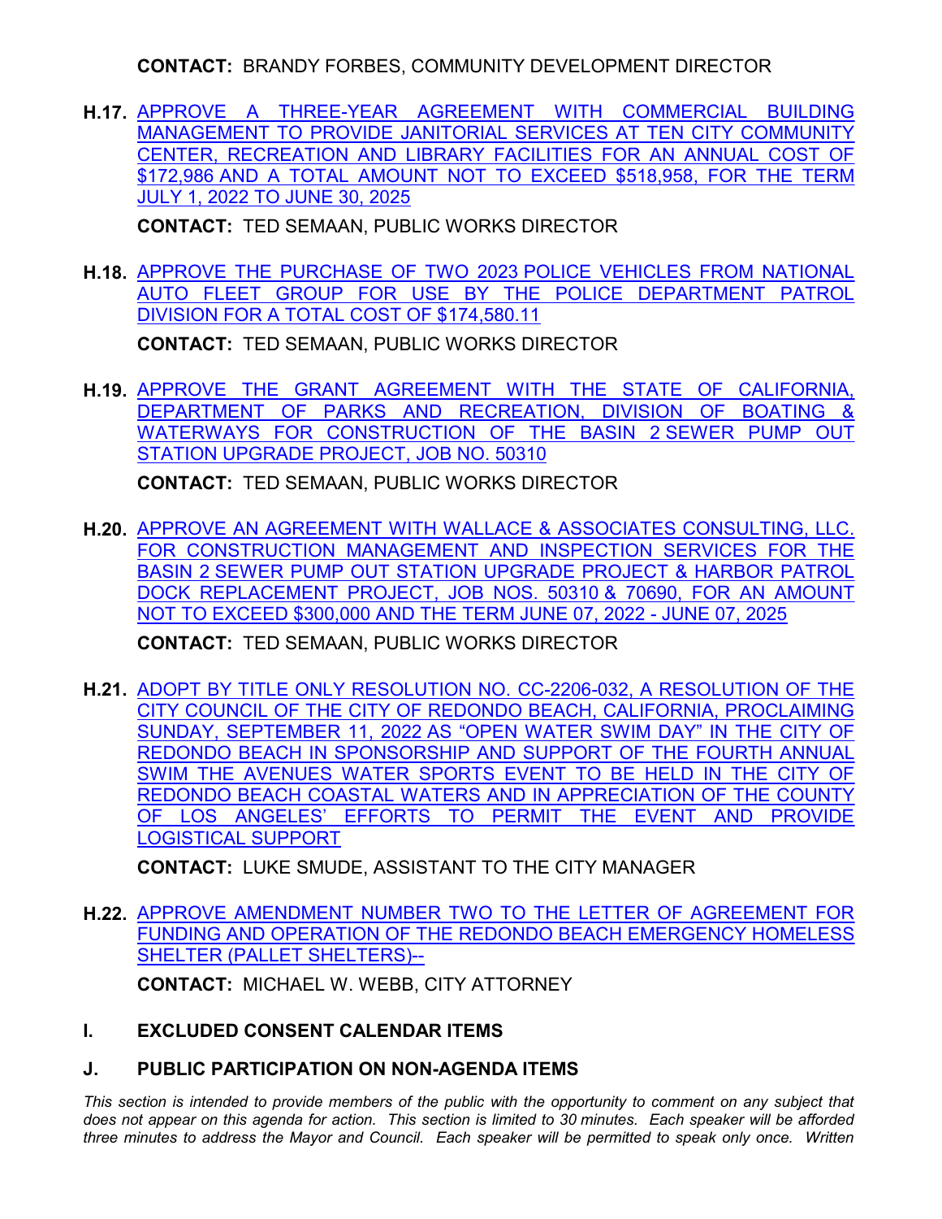**CONTACT:** BRANDY FORBES, COMMUNITY DEVELOPMENT DIRECTOR

**H.17.** APPROVE A THREE-YEAR AGREEMENT WITH COMMERCIAL BUILDING MANAGEMENT TO PROVIDE JANITORIAL SERVICES AT TEN CITY COMMUNITY CENTER, RECREATION AND LIBRARY FACILITIES FOR AN ANNUAL COST OF $172,986 AND A TOTAL AMOUNT NOT TO EXCEED $518,958, FOR THE TERM JULY 1, 2022 TO JUNE 30, 2025

**CONTACT:** TED SEMAAN, PUBLIC WORKS DIRECTOR

**H.18.** APPROVE THE PURCHASE OF TWO 2023 POLICE VEHICLES FROM NATIONAL AUTO FLEET GROUP FOR USE BY THE POLICE DEPARTMENT PATROL DIVISION FOR A TOTAL COST OF $174,580.11

**CONTACT:** TED SEMAAN, PUBLIC WORKS DIRECTOR

**H.19.** APPROVE THE GRANT AGREEMENT WITH THE STATE OF CALIFORNIA, DEPARTMENT OF PARKS AND RECREATION, DIVISION OF BOATING & WATERWAYS FOR CONSTRUCTION OF THE BASIN 2 SEWER PUMP OUT STATION UPGRADE PROJECT, JOB NO. 50310

**CONTACT:** TED SEMAAN, PUBLIC WORKS DIRECTOR

**H.20.** APPROVE AN AGREEMENT WITH WALLACE & ASSOCIATES CONSULTING, LLC. FOR CONSTRUCTION MANAGEMENT AND INSPECTION SERVICES FOR THE BASIN 2 SEWER PUMP OUT STATION UPGRADE PROJECT & HARBOR PATROL DOCK REPLACEMENT PROJECT, JOB NOS. 50310 & 70690, FOR AN AMOUNT NOT TO EXCEED $300,000 AND THE TERM JUNE 07, 2022 - JUNE 07, 2025

**CONTACT:** TED SEMAAN, PUBLIC WORKS DIRECTOR

**H.21.** ADOPT BY TITLE ONLY RESOLUTION NO. CC-2206-032, A RESOLUTION OF THE CITY COUNCIL OF THE CITY OF REDONDO BEACH, CALIFORNIA, PROCLAIMING SUNDAY, SEPTEMBER 11, 2022 AS "OPEN WATER SWIM DAY" IN THE CITY OF REDONDO BEACH IN SPONSORSHIP AND SUPPORT OF THE FOURTH ANNUAL SWIM THE AVENUES WATER SPORTS EVENT TO BE HELD IN THE CITY OF REDONDO BEACH COASTAL WATERS AND IN APPRECIATION OF THE COUNTY OF LOS ANGELES' EFFORTS TO PERMIT THE EVENT AND PROVIDE LOGISTICAL SUPPORT

**CONTACT:** LUKE SMUDE, ASSISTANT TO THE CITY MANAGER

**H.22.** APPROVE AMENDMENT NUMBER TWO TO THE LETTER OF AGREEMENT FOR FUNDING AND OPERATION OF THE REDONDO BEACH EMERGENCY HOMELESS SHELTER (PALLET SHELTERS)--

**CONTACT:** MICHAEL W. WEBB, CITY ATTORNEY

## I. EXCLUDED CONSENT CALENDAR ITEMS

## J. PUBLIC PARTICIPATION ON NON-AGENDA ITEMS

*This section is intended to provide members of the public with the opportunity to comment on any subject that does not appear on this agenda for action. This section is limited to 30 minutes. Each speaker will be afforded three minutes to address the Mayor and Council. Each speaker will be permitted to speak only once. Written*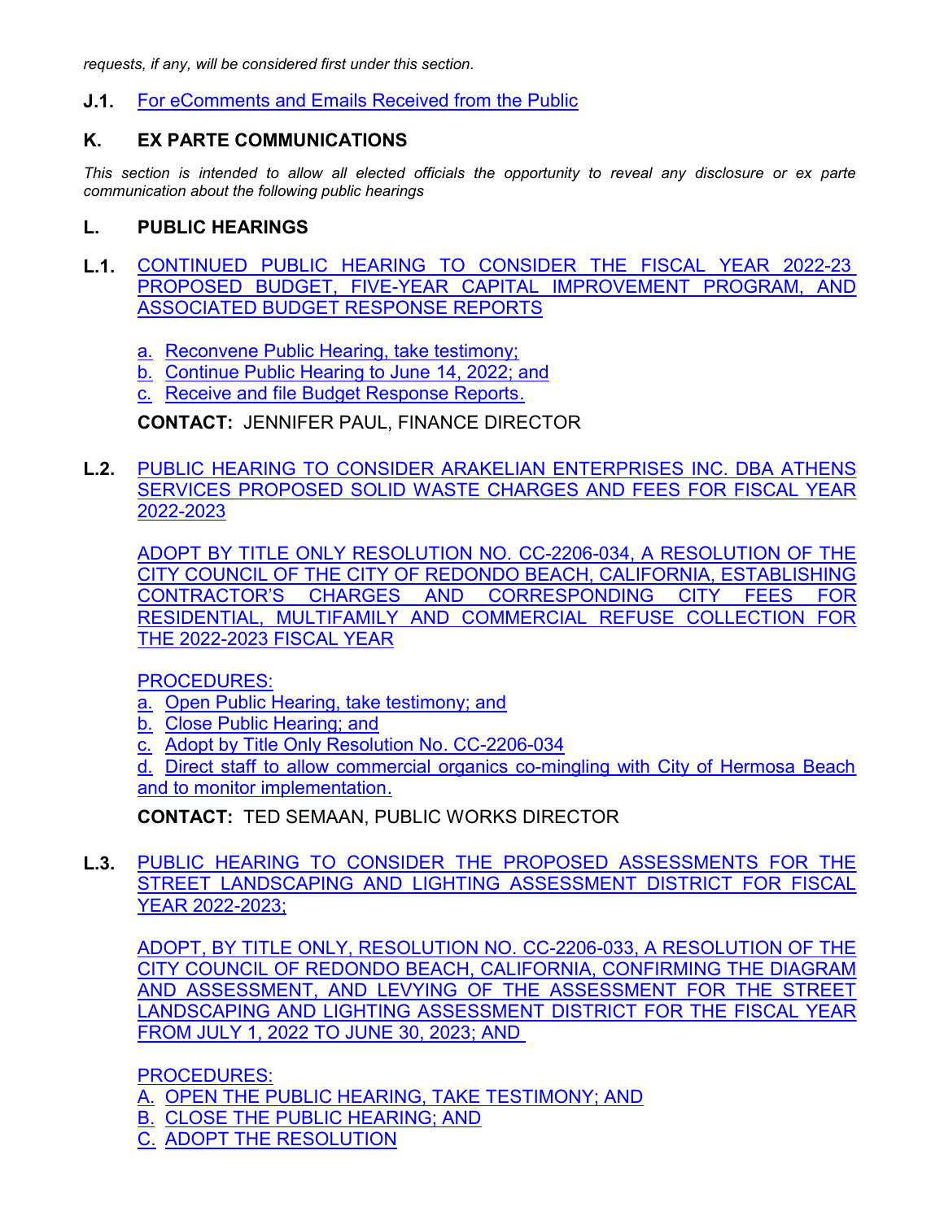*requests, if any, will be considered first under this section.*

**J.1.** For eComments and Emails Received from the Public

## K. EX PARTE COMMUNICATIONS

*This section is intended to allow all elected officials the opportunity to reveal any disclosure or ex parte communication about the following public hearings*

## L. PUBLIC HEARINGS

**L.1.** CONTINUED PUBLIC HEARING TO CONSIDER THE FISCAL YEAR 2022-23 PROPOSED BUDGET, FIVE-YEAR CAPITAL IMPROVEMENT PROGRAM, AND ASSOCIATED BUDGET RESPONSE REPORTS

a. Reconvene Public Hearing, take testimony;
b. Continue Public Hearing to June 14, 2022; and
c. Receive and file Budget Response Reports.

**CONTACT:** JENNIFER PAUL, FINANCE DIRECTOR

**L.2.** PUBLIC HEARING TO CONSIDER ARAKELIAN ENTERPRISES INC. DBA ATHENS SERVICES PROPOSED SOLID WASTE CHARGES AND FEES FOR FISCAL YEAR 2022-2023

ADOPT BY TITLE ONLY RESOLUTION NO. CC-2206-034, A RESOLUTION OF THE CITY COUNCIL OF THE CITY OF REDONDO BEACH, CALIFORNIA, ESTABLISHING CONTRACTOR'S CHARGES AND CORRESPONDING CITY FEES FOR RESIDENTIAL, MULTIFAMILY AND COMMERCIAL REFUSE COLLECTION FOR THE 2022-2023 FISCAL YEAR

PROCEDURES:
a. Open Public Hearing, take testimony; and
b. Close Public Hearing; and
c. Adopt by Title Only Resolution No. CC-2206-034
d. Direct staff to allow commercial organics co-mingling with City of Hermosa Beach and to monitor implementation.

**CONTACT:** TED SEMAAN, PUBLIC WORKS DIRECTOR

**L.3.** PUBLIC HEARING TO CONSIDER THE PROPOSED ASSESSMENTS FOR THE STREET LANDSCAPING AND LIGHTING ASSESSMENT DISTRICT FOR FISCAL YEAR 2022-2023;

ADOPT, BY TITLE ONLY, RESOLUTION NO. CC-2206-033, A RESOLUTION OF THE CITY COUNCIL OF REDONDO BEACH, CALIFORNIA, CONFIRMING THE DIAGRAM AND ASSESSMENT, AND LEVYING OF THE ASSESSMENT FOR THE STREET LANDSCAPING AND LIGHTING ASSESSMENT DISTRICT FOR THE FISCAL YEAR FROM JULY 1, 2022 TO JUNE 30, 2023; AND

PROCEDURES:
A. OPEN THE PUBLIC HEARING, TAKE TESTIMONY; AND
B. CLOSE THE PUBLIC HEARING; AND
C. ADOPT THE RESOLUTION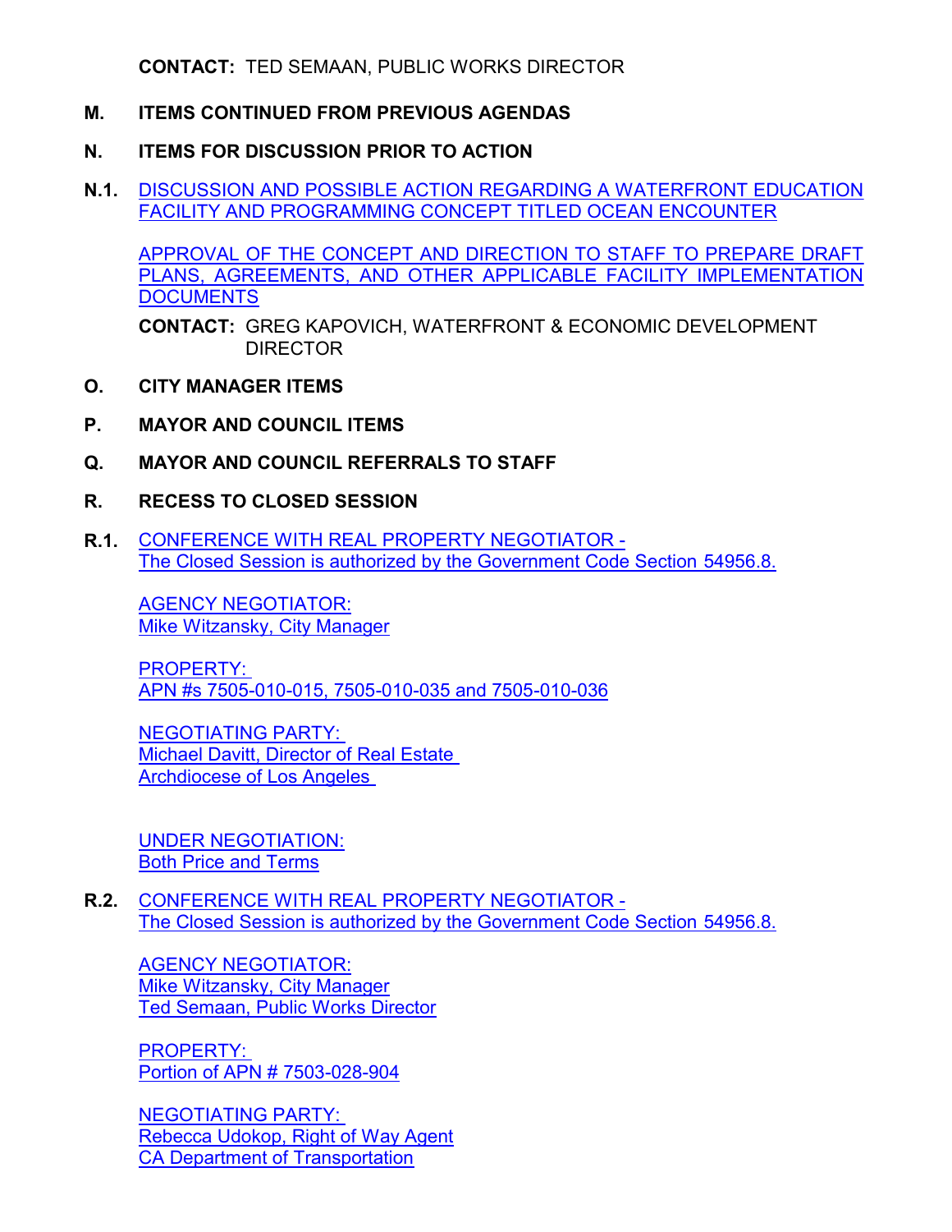**CONTACT:** TED SEMAAN, PUBLIC WORKS DIRECTOR

**M. ITEMS CONTINUED FROM PREVIOUS AGENDAS**

**N. ITEMS FOR DISCUSSION PRIOR TO ACTION**

**N.1.** DISCUSSION AND POSSIBLE ACTION REGARDING A WATERFRONT EDUCATION FACILITY AND PROGRAMMING CONCEPT TITLED OCEAN ENCOUNTER

APPROVAL OF THE CONCEPT AND DIRECTION TO STAFF TO PREPARE DRAFT PLANS, AGREEMENTS, AND OTHER APPLICABLE FACILITY IMPLEMENTATION DOCUMENTS

**CONTACT:** GREG KAPOVICH, WATERFRONT & ECONOMIC DEVELOPMENT DIRECTOR

**O. CITY MANAGER ITEMS**

**P. MAYOR AND COUNCIL ITEMS**

**Q. MAYOR AND COUNCIL REFERRALS TO STAFF**

**R. RECESS TO CLOSED SESSION**

**R.1.** CONFERENCE WITH REAL PROPERTY NEGOTIATOR - The Closed Session is authorized by the Government Code Section 54956.8.

AGENCY NEGOTIATOR:
Mike Witzansky, City Manager

PROPERTY:
APN #s 7505-010-015, 7505-010-035 and 7505-010-036

NEGOTIATING PARTY:
Michael Davitt, Director of Real Estate
Archdiocese of Los Angeles

UNDER NEGOTIATION:
Both Price and Terms

**R.2.** CONFERENCE WITH REAL PROPERTY NEGOTIATOR - The Closed Session is authorized by the Government Code Section 54956.8.

AGENCY NEGOTIATOR:
Mike Witzansky, City Manager
Ted Semaan, Public Works Director

PROPERTY:
Portion of APN # 7503-028-904

NEGOTIATING PARTY:
Rebecca Udokop, Right of Way Agent
CA Department of Transportation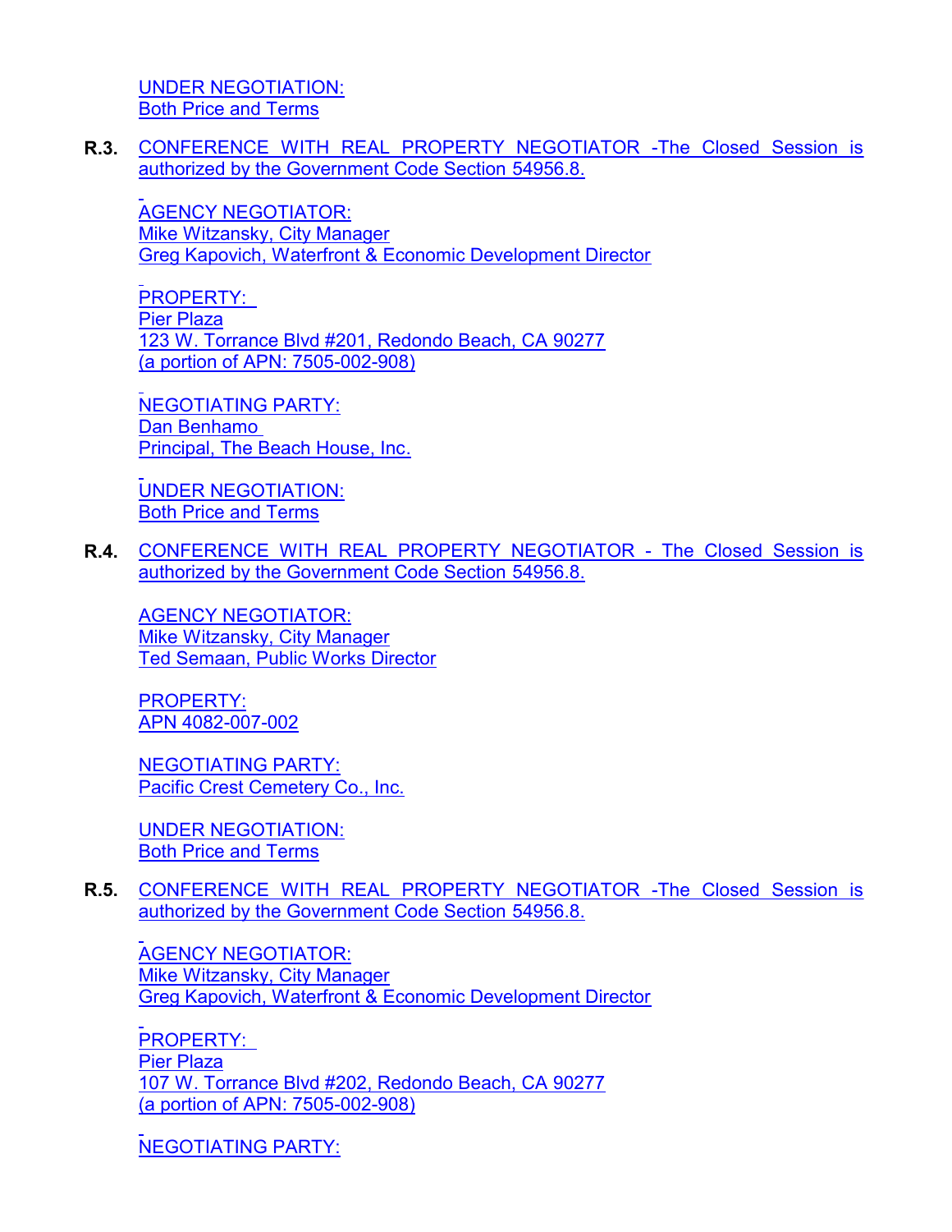UNDER NEGOTIATION:
Both Price and Terms

**R.3.** CONFERENCE WITH REAL PROPERTY NEGOTIATOR -The Closed Session is authorized by the Government Code Section 54956.8.

AGENCY NEGOTIATOR:
Mike Witzansky, City Manager
Greg Kapovich, Waterfront & Economic Development Director

PROPERTY:
Pier Plaza
123 W. Torrance Blvd #201, Redondo Beach, CA 90277
(a portion of APN: 7505-002-908)

NEGOTIATING PARTY:
Dan Benhamo
Principal, The Beach House, Inc.

UNDER NEGOTIATION:
Both Price and Terms

**R.4.** CONFERENCE WITH REAL PROPERTY NEGOTIATOR - The Closed Session is authorized by the Government Code Section 54956.8.

AGENCY NEGOTIATOR:
Mike Witzansky, City Manager
Ted Semaan, Public Works Director

PROPERTY:
APN 4082-007-002

NEGOTIATING PARTY:
Pacific Crest Cemetery Co., Inc.

UNDER NEGOTIATION:
Both Price and Terms

**R.5.** CONFERENCE WITH REAL PROPERTY NEGOTIATOR -The Closed Session is authorized by the Government Code Section 54956.8.

AGENCY NEGOTIATOR:
Mike Witzansky, City Manager
Greg Kapovich, Waterfront & Economic Development Director

PROPERTY:
Pier Plaza
107 W. Torrance Blvd #202, Redondo Beach, CA 90277
(a portion of APN: 7505-002-908)

NEGOTIATING PARTY: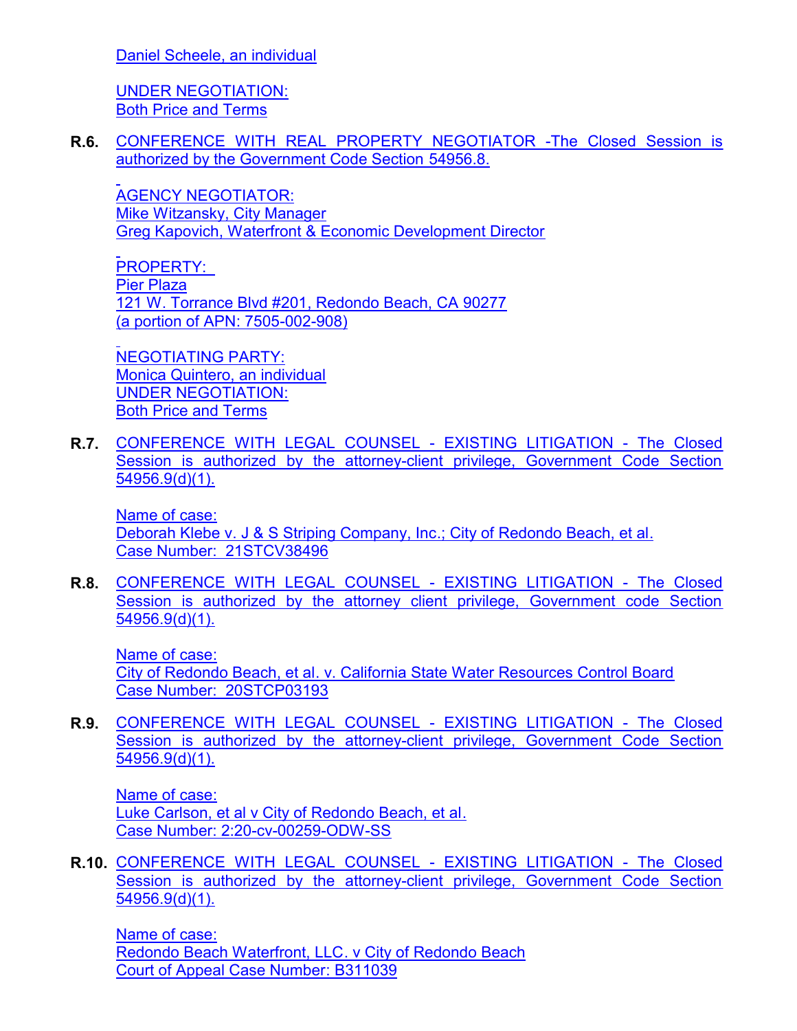Daniel Scheele, an individual

UNDER NEGOTIATION:
Both Price and Terms

**R.6.** CONFERENCE WITH REAL PROPERTY NEGOTIATOR -The Closed Session is authorized by the Government Code Section 54956.8.

AGENCY NEGOTIATOR:
Mike Witzansky, City Manager
Greg Kapovich, Waterfront & Economic Development Director

PROPERTY:
Pier Plaza
121 W. Torrance Blvd #201, Redondo Beach, CA 90277
(a portion of APN: 7505-002-908)

NEGOTIATING PARTY:
Monica Quintero, an individual
UNDER NEGOTIATION:
Both Price and Terms

**R.7.** CONFERENCE WITH LEGAL COUNSEL - EXISTING LITIGATION - The Closed Session is authorized by the attorney-client privilege, Government Code Section 54956.9(d)(1).

Name of case:
Deborah Klebe v. J & S Striping Company, Inc.; City of Redondo Beach, et al.
Case Number: 21STCV38496

**R.8.** CONFERENCE WITH LEGAL COUNSEL - EXISTING LITIGATION - The Closed Session is authorized by the attorney client privilege, Government code Section 54956.9(d)(1).

Name of case:
City of Redondo Beach, et al. v. California State Water Resources Control Board
Case Number: 20STCP03193

**R.9.** CONFERENCE WITH LEGAL COUNSEL - EXISTING LITIGATION - The Closed Session is authorized by the attorney-client privilege, Government Code Section 54956.9(d)(1).

Name of case:
Luke Carlson, et al v City of Redondo Beach, et al.
Case Number: 2:20-cv-00259-ODW-SS

**R.10.** CONFERENCE WITH LEGAL COUNSEL - EXISTING LITIGATION - The Closed Session is authorized by the attorney-client privilege, Government Code Section 54956.9(d)(1).

Name of case:
Redondo Beach Waterfront, LLC. v City of Redondo Beach
Court of Appeal Case Number: B311039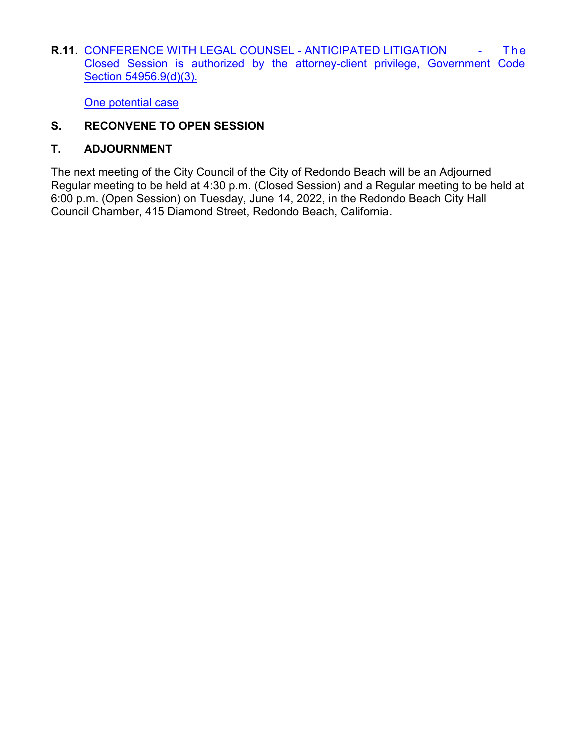**R.11.** CONFERENCE WITH LEGAL COUNSEL - ANTICIPATED LITIGATION - The Closed Session is authorized by the attorney-client privilege, Government Code Section 54956.9(d)(3).

One potential case

**S. RECONVENE TO OPEN SESSION**

**T. ADJOURNMENT**

The next meeting of the City Council of the City of Redondo Beach will be an Adjourned Regular meeting to be held at 4:30 p.m. (Closed Session) and a Regular meeting to be held at 6:00 p.m. (Open Session) on Tuesday, June 14, 2022, in the Redondo Beach City Hall Council Chamber, 415 Diamond Street, Redondo Beach, California.